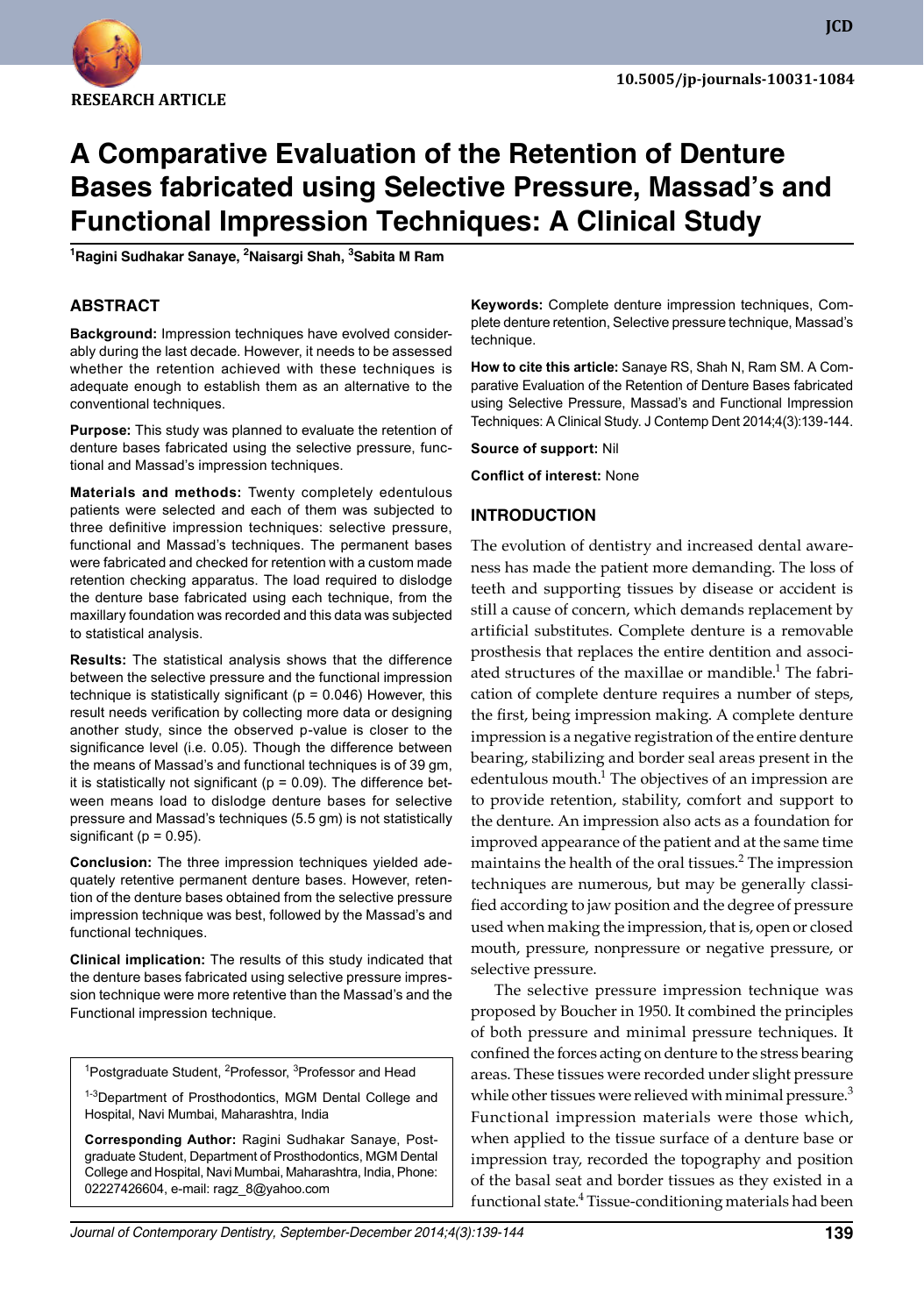RESEARCH ARTICLE

10.5005/jp-journals-10031-1084

# A Comparative Evaluation of the Retention of Denture Bases fabricated using Selective Pressure, Massad's and Functional Impression Techniques: A Clinical Study

[1]Ragini Sudhakar Sanaye, [2]Naisargi Shah, [3]Sabita M Ram

## ABSTRACT

**Background:** Impression techniques have evolved considerably during the last decade. However, it needs to be assessed whether the retention achieved with these techniques is adequate enough to establish them as an alternative to the conventional techniques.

**Purpose:** This study was planned to evaluate the retention of denture bases fabricated using the selective pressure, functional and Massad's impression techniques.

**Materials and methods:** Twenty completely edentulous patients were selected and each of them was subjected to three definitive impression techniques: selective pressure, functional and Massad's techniques. The permanent bases were fabricated and checked for retention with a custom made retention checking apparatus. The load required to dislodge the denture base fabricated using each technique, from the maxillary foundation was recorded and this data was subjected to statistical analysis.

**Results:** The statistical analysis shows that the difference between the selective pressure and the functional impression technique is statistically significant ($p = 0.046$) However, this result needs verification by collecting more data or designing another study, since the observed p-value is closer to the significance level (i.e. 0.05). Though the difference between the means of Massad's and functional techniques is of 39 gm, it is statistically not significant ($p = 0.09$). The difference between means load to dislodge denture bases for selective pressure and Massad's techniques (5.5 gm) is not statistically significant ($p = 0.95$).

**Conclusion:** The three impression techniques yielded adequately retentive permanent denture bases. However, retention of the denture bases obtained from the selective pressure impression technique was best, followed by the Massad's and functional techniques.

**Clinical implication:** The results of this study indicated that the denture bases fabricated using selective pressure impression technique were more retentive than the Massad's and the Functional impression technique.

[1]Postgraduate Student, [2]Professor, [3]Professor and Head

[1-3]Department of Prosthodontics, MGM Dental College and Hospital, Navi Mumbai, Maharashtra, India

**Corresponding Author:** Ragini Sudhakar Sanaye, Postgraduate Student, Department of Prosthodontics, MGM Dental College and Hospital, Navi Mumbai, Maharashtra, India, Phone: 02227426604, e-mail: ragz_8@yahoo.com

**Keywords:** Complete denture impression techniques, Complete denture retention, Selective pressure technique, Massad's technique.

**How to cite this article:** Sanaye RS, Shah N, Ram SM. A Comparative Evaluation of the Retention of Denture Bases fabricated using Selective Pressure, Massad's and Functional Impression Techniques: A Clinical Study. J Contemp Dent 2014;4(3):139-144.

**Source of support:** Nil

**Conflict of interest:** None

## INTRODUCTION

The evolution of dentistry and increased dental awareness has made the patient more demanding. The loss of teeth and supporting tissues by disease or accident is still a cause of concern, which demands replacement by artificial substitutes. Complete denture is a removable prosthesis that replaces the entire dentition and associated structures of the maxillae or mandible.[1] The fabrication of complete denture requires a number of steps, the first, being impression making. A complete denture impression is a negative registration of the entire denture bearing, stabilizing and border seal areas present in the edentulous mouth.[1] The objectives of an impression are to provide retention, stability, comfort and support to the denture. An impression also acts as a foundation for improved appearance of the patient and at the same time maintains the health of the oral tissues.[2] The impression techniques are numerous, but may be generally classified according to jaw position and the degree of pressure used when making the impression, that is, open or closed mouth, pressure, nonpressure or negative pressure, or selective pressure.

The selective pressure impression technique was proposed by Boucher in 1950. It combined the principles of both pressure and minimal pressure techniques. It confined the forces acting on denture to the stress bearing areas. These tissues were recorded under slight pressure while other tissues were relieved with minimal pressure.[3] Functional impression materials were those which, when applied to the tissue surface of a denture base or impression tray, recorded the topography and position of the basal seat and border tissues as they existed in a functional state.[4] Tissue-conditioning materials had been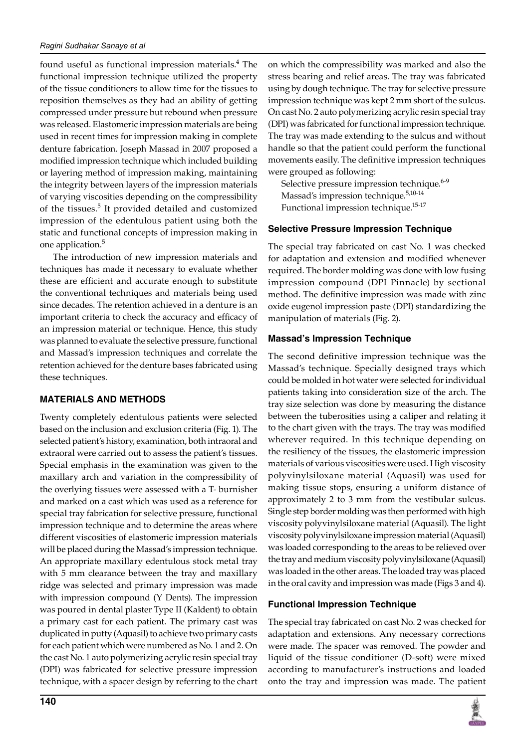found useful as functional impression materials.[4] The functional impression technique utilized the property of the tissue conditioners to allow time for the tissues to reposition themselves as they had an ability of getting compressed under pressure but rebound when pressure was released. Elastomeric impression materials are being used in recent times for impression making in complete denture fabrication. Joseph Massad in 2007 proposed a modified impression technique which included building or layering method of impression making, maintaining the integrity between layers of the impression materials of varying viscosities depending on the compressibility of the tissues.[5] It provided detailed and customized impression of the edentulous patient using both the static and functional concepts of impression making in one application.[5]

The introduction of new impression materials and techniques has made it necessary to evaluate whether these are efficient and accurate enough to substitute the conventional techniques and materials being used since decades. The retention achieved in a denture is an important criteria to check the accuracy and efficacy of an impression material or technique. Hence, this study was planned to evaluate the selective pressure, functional and Massad's impression techniques and correlate the retention achieved for the denture bases fabricated using these techniques.

## MATERIALS AND METHODS

Twenty completely edentulous patients were selected based on the inclusion and exclusion criteria (Fig. 1). The selected patient's history, examination, both intraoral and extraoral were carried out to assess the patient's tissues. Special emphasis in the examination was given to the maxillary arch and variation in the compressibility of the overlying tissues were assessed with a T- burnisher and marked on a cast which was used as a reference for special tray fabrication for selective pressure, functional impression technique and to determine the areas where different viscosities of elastomeric impression materials will be placed during the Massad's impression technique. An appropriate maxillary edentulous stock metal tray with 5 mm clearance between the tray and maxillary ridge was selected and primary impression was made with impression compound (Y Dents). The impression was poured in dental plaster Type II (Kaldent) to obtain a primary cast for each patient. The primary cast was duplicated in putty (Aquasil) to achieve two primary casts for each patient which were numbered as No. 1 and 2. On the cast No. 1 auto polymerizing acrylic resin special tray (DPI) was fabricated for selective pressure impression technique, with a spacer design by referring to the chart on which the compressibility was marked and also the stress bearing and relief areas. The tray was fabricated using by dough technique. The tray for selective pressure impression technique was kept 2 mm short of the sulcus. On cast No. 2 auto polymerizing acrylic resin special tray (DPI) was fabricated for functional impression technique. The tray was made extending to the sulcus and without handle so that the patient could perform the functional movements easily. The definitive impression techniques were grouped as following:

Selective pressure impression technique.[6-9]
Massad's impression technique.[5,10-14]
Functional impression technique.[15-17]

### Selective Pressure Impression Technique

The special tray fabricated on cast No. 1 was checked for adaptation and extension and modified whenever required. The border molding was done with low fusing impression compound (DPI Pinnacle) by sectional method. The definitive impression was made with zinc oxide eugenol impression paste (DPI) standardizing the manipulation of materials (Fig. 2).

### Massad's Impression Technique

The second definitive impression technique was the Massad's technique. Specially designed trays which could be molded in hot water were selected for individual patients taking into consideration size of the arch. The tray size selection was done by measuring the distance between the tuberosities using a caliper and relating it to the chart given with the trays. The tray was modified wherever required. In this technique depending on the resiliency of the tissues, the elastomeric impression materials of various viscosities were used. High viscosity polyvinylsiloxane material (Aquasil) was used for making tissue stops, ensuring a uniform distance of approximately 2 to 3 mm from the vestibular sulcus. Single step border molding was then performed with high viscosity polyvinylsiloxane material (Aquasil). The light viscosity polyvinylsiloxane impression material (Aquasil) was loaded corresponding to the areas to be relieved over the tray and medium viscosity polyvinylsiloxane (Aquasil) was loaded in the other areas. The loaded tray was placed in the oral cavity and impression was made (Figs 3 and 4).

### Functional Impression Technique

The special tray fabricated on cast No. 2 was checked for adaptation and extensions. Any necessary corrections were made. The spacer was removed. The powder and liquid of the tissue conditioner (D-soft) were mixed according to manufacturer's instructions and loaded onto the tray and impression was made. The patient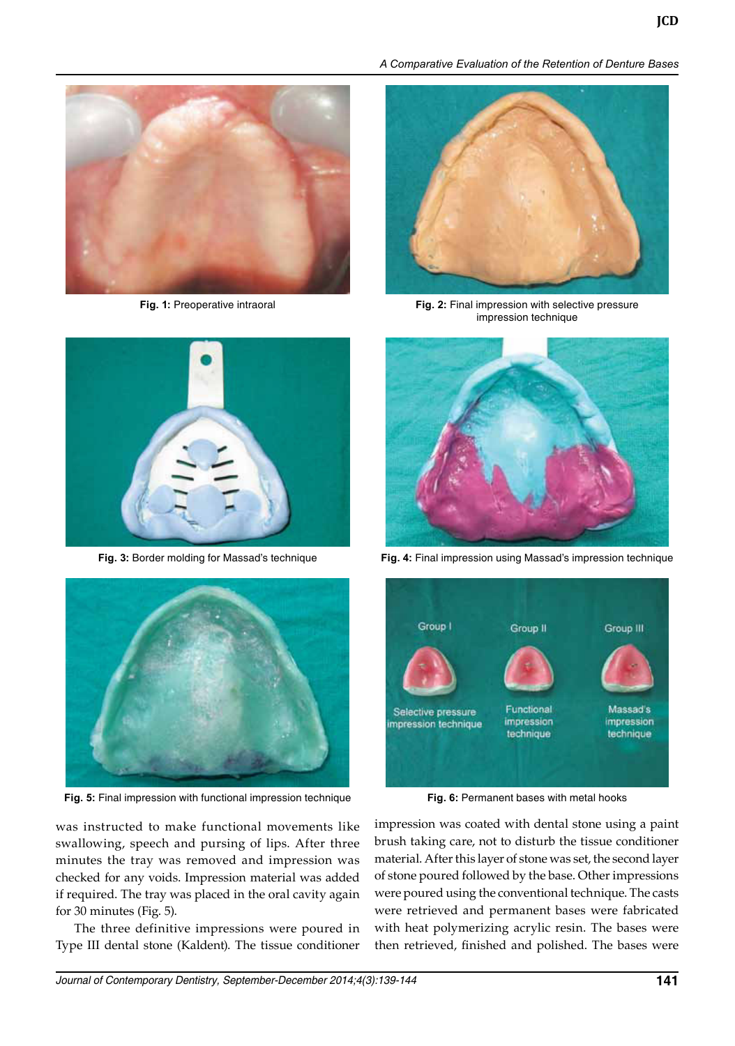Fig. 1: Preoperative intraoral

Fig. 2: Final impression with selective pressure impression technique

Fig. 3: Border molding for Massad's technique

Fig. 4: Final impression using Massad's impression technique

Fig. 5: Final impression with functional impression technique

Fig. 6: Permanent bases with metal hooks

was instructed to make functional movements like swallowing, speech and pursing of lips. After three minutes the tray was removed and impression was checked for any voids. Impression material was added if required. The tray was placed in the oral cavity again for 30 minutes (Fig. 5).

The three definitive impressions were poured in Type III dental stone (Kaldent). The tissue conditioner impression was coated with dental stone using a paint brush taking care, not to disturb the tissue conditioner material. After this layer of stone was set, the second layer of stone poured followed by the base. Other impressions were poured using the conventional technique. The casts were retrieved and permanent bases were fabricated with heat polymerizing acrylic resin. The bases were then retrieved, finished and polished. The bases were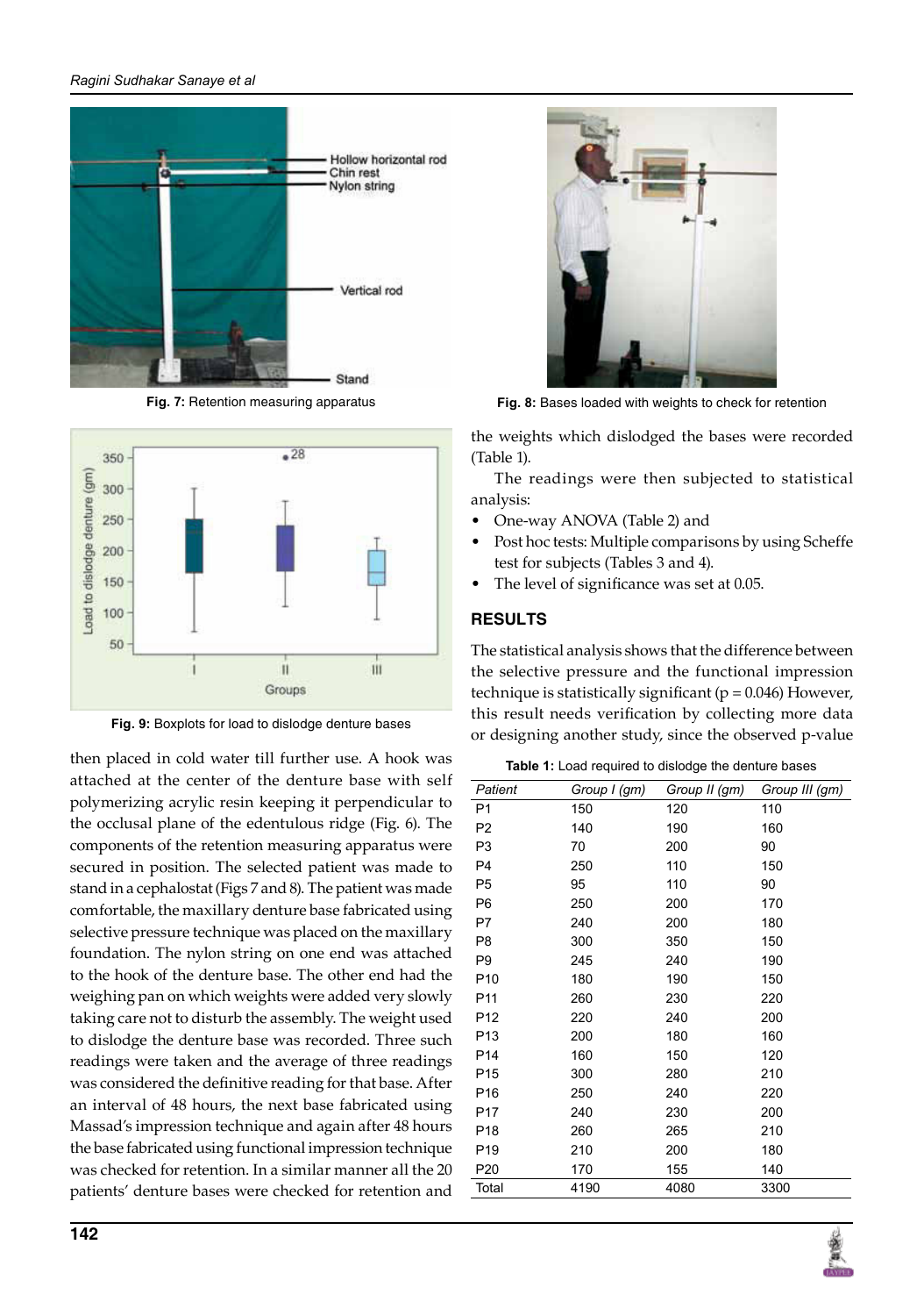Fig. 7: Retention measuring apparatus

Fig. 8: Bases loaded with weights to check for retention

Fig. 9: Boxplots for load to dislodge denture bases

then placed in cold water till further use. A hook was attached at the center of the denture base with self polymerizing acrylic resin keeping it perpendicular to the occlusal plane of the edentulous ridge (Fig. 6). The components of the retention measuring apparatus were secured in position. The selected patient was made to stand in a cephalostat (Figs 7 and 8). The patient was made comfortable, the maxillary denture base fabricated using selective pressure technique was placed on the maxillary foundation. The nylon string on one end was attached to the hook of the denture base. The other end had the weighing pan on which weights were added very slowly taking care not to disturb the assembly. The weight used to dislodge the denture base was recorded. Three such readings were taken and the average of three readings was considered the definitive reading for that base. After an interval of 48 hours, the next base fabricated using Massad's impression technique and again after 48 hours the base fabricated using functional impression technique was checked for retention. In a similar manner all the 20 patients' denture bases were checked for retention and the weights which dislodged the bases were recorded (Table 1).

The readings were then subjected to statistical analysis:

- One-way ANOVA (Table 2) and
- Post hoc tests: Multiple comparisons by using Scheffe test for subjects (Tables 3 and 4).
- The level of significance was set at 0.05.

## RESULTS

The statistical analysis shows that the difference between the selective pressure and the functional impression technique is statistically significant ($p = 0.046$) However, this result needs verification by collecting more data or designing another study, since the observed p-value

**Table 1:** Load required to dislodge the denture bases

| Patient | Group I (gm) | Group II (gm) | Group III (gm) |
|---|---|---|---|
| P1 | 150 | 120 | 110 |
| P2 | 140 | 190 | 160 |
| P3 | 70 | 200 | 90 |
| P4 | 250 | 110 | 150 |
| P5 | 95 | 110 | 90 |
| P6 | 250 | 200 | 170 |
| P7 | 240 | 200 | 180 |
| P8 | 300 | 350 | 150 |
| P9 | 245 | 240 | 190 |
| P10 | 180 | 190 | 150 |
| P11 | 260 | 230 | 220 |
| P12 | 220 | 240 | 200 |
| P13 | 200 | 180 | 160 |
| P14 | 160 | 150 | 120 |
| P15 | 300 | 280 | 210 |
| P16 | 250 | 240 | 220 |
| P17 | 240 | 230 | 200 |
| P18 | 260 | 265 | 210 |
| P19 | 210 | 200 | 180 |
| P20 | 170 | 155 | 140 |
| Total | 4190 | 4080 | 3300 |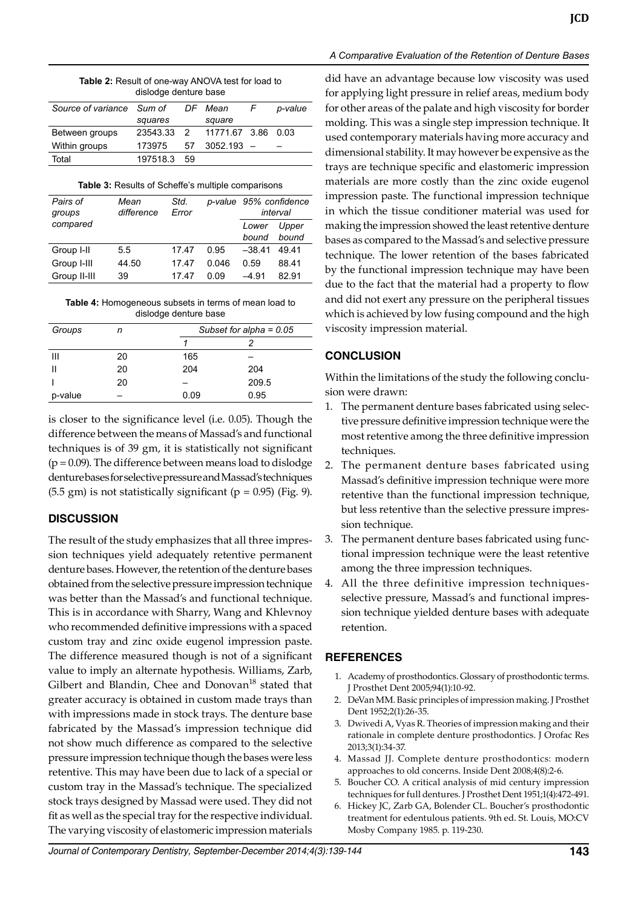**Table 2:** Result of one-way ANOVA test for load to dislodge denture base

| Source of variance | Sum of squares | DF | Mean square | F | p-value |
|---|---|---|---|---|---|
| Between groups | 23543.33 | 2 | 11771.67 | 3.86 | 0.03 |
| Within groups | 173975 | 57 | 3052.193 | – | – |
| Total | 197518.3 | 59 | | | |

**Table 3:** Results of Scheffe's multiple comparisons

| Pairs of groups compared | Mean difference | Std. Error | p-value | 95% confidence interval | |
|---|---|---|---|---|---|
| | | | | Lower bound | Upper bound |
| Group I-II | 5.5 | 17.47 | 0.95 | –38.41 | 49.41 |
| Group I-III | 44.50 | 17.47 | 0.046 | 0.59 | 88.41 |
| Group II-III | 39 | 17.47 | 0.09 | –4.91 | 82.91 |

**Table 4:** Homogeneous subsets in terms of mean load to dislodge denture base

| Groups | n | Subset for alpha = 0.05 | |
|---|---|---|---|
| | | 1 | 2 |
| III | 20 | 165 | – |
| II | 20 | 204 | 204 |
| I | 20 | – | 209.5 |
| p-value | – | 0.09 | 0.95 |

is closer to the significance level (i.e. 0.05). Though the difference between the means of Massad's and functional techniques is of 39 gm, it is statistically not significant ($p = 0.09$). The difference between means load to dislodge denture bases for selective pressure and Massad's techniques (5.5 gm) is not statistically significant ($p = 0.95$) (Fig. 9).

## DISCUSSION

The result of the study emphasizes that all three impression techniques yield adequately retentive permanent denture bases. However, the retention of the denture bases obtained from the selective pressure impression technique was better than the Massad's and functional technique. This is in accordance with Sharry, Wang and Khlevnoy who recommended definitive impressions with a spaced custom tray and zinc oxide eugenol impression paste. The difference measured though is not of a significant value to imply an alternate hypothesis. Williams, Zarb, Gilbert and Blandin, Chee and Donovan[18] stated that greater accuracy is obtained in custom made trays than with impressions made in stock trays. The denture base fabricated by the Massad's impression technique did not show much difference as compared to the selective pressure impression technique though the bases were less retentive. This may have been due to lack of a special or custom tray in the Massad's technique. The specialized stock trays designed by Massad were used. They did not fit as well as the special tray for the respective individual. The varying viscosity of elastomeric impression materials did have an advantage because low viscosity was used for applying light pressure in relief areas, medium body for other areas of the palate and high viscosity for border molding. This was a single step impression technique. It used contemporary materials having more accuracy and dimensional stability. It may however be expensive as the trays are technique specific and elastomeric impression materials are more costly than the zinc oxide eugenol impression paste. The functional impression technique in which the tissue conditioner material was used for making the impression showed the least retentive denture bases as compared to the Massad's and selective pressure technique. The lower retention of the bases fabricated by the functional impression technique may have been due to the fact that the material had a property to flow and did not exert any pressure on the peripheral tissues which is achieved by low fusing compound and the high viscosity impression material.

## CONCLUSION

Within the limitations of the study the following conclusion were drawn:

1. The permanent denture bases fabricated using selective pressure definitive impression technique were the most retentive among the three definitive impression techniques.
2. The permanent denture bases fabricated using Massad's definitive impression technique were more retentive than the functional impression technique, but less retentive than the selective pressure impression technique.
3. The permanent denture bases fabricated using functional impression technique were the least retentive among the three impression techniques.
4. All the three definitive impression techniques-selective pressure, Massad's and functional impression technique yielded denture bases with adequate retention.

## REFERENCES

1. Academy of prosthodontics. Glossary of prosthodontic terms. J Prosthet Dent 2005;94(1):10-92.
2. DeVan MM. Basic principles of impression making. J Prosthet Dent 1952;2(1):26-35.
3. Dwivedi A, Vyas R. Theories of impression making and their rationale in complete denture prosthodontics. J Orofac Res 2013;3(1):34-37.
4. Massad JJ. Complete denture prosthodontics: modern approaches to old concerns. Inside Dent 2008;4(8):2-6.
5. Boucher CO. A critical analysis of mid century impression techniques for full dentures. J Prosthet Dent 1951;1(4):472-491.
6. Hickey JC, Zarb GA, Bolender CL. Boucher's prosthodontic treatment for edentulous patients. 9th ed. St. Louis, MO:CV Mosby Company 1985. p. 119-230.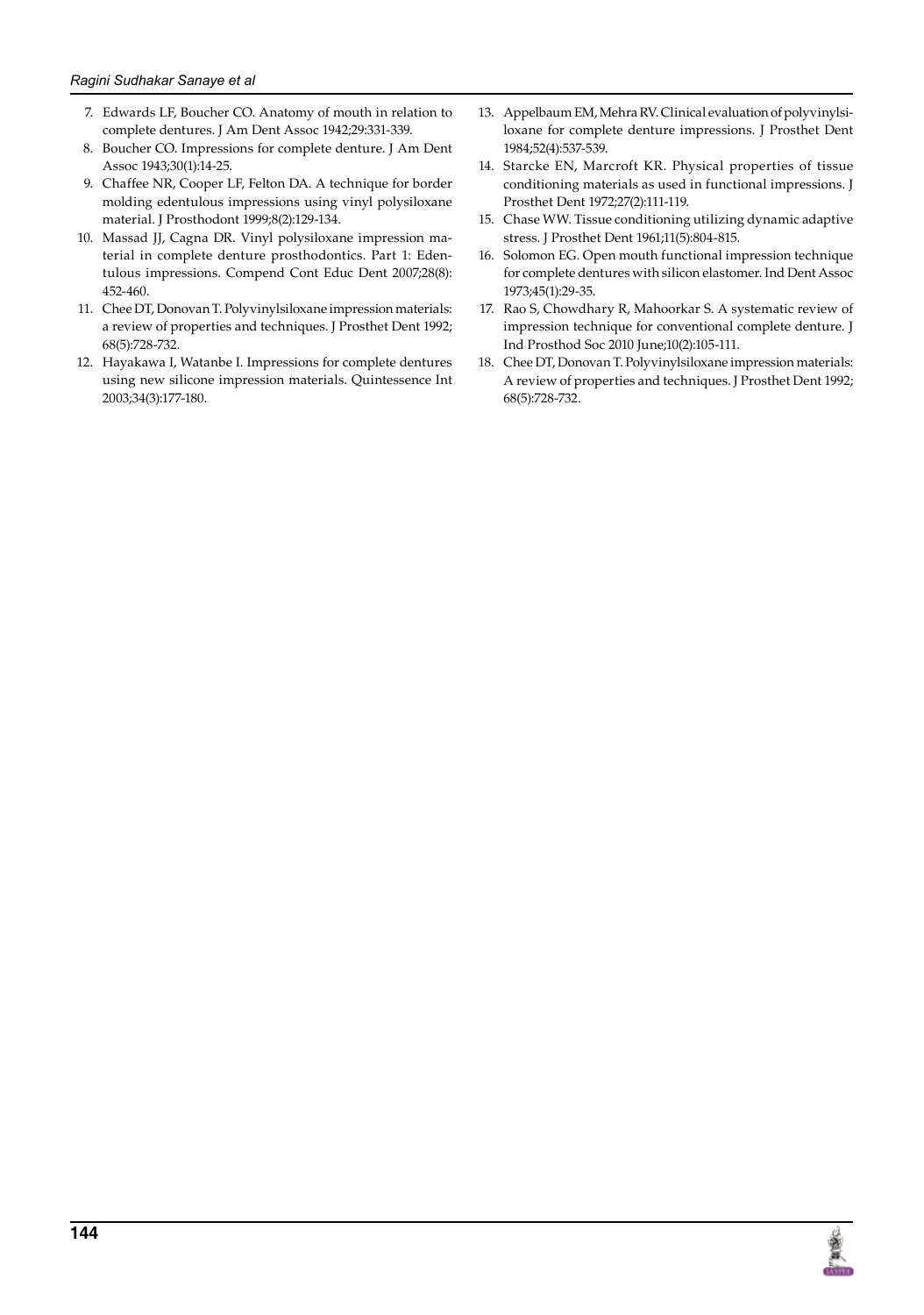7. Edwards LF, Boucher CO. Anatomy of mouth in relation to complete dentures. J Am Dent Assoc 1942;29:331-339.
8. Boucher CO. Impressions for complete denture. J Am Dent Assoc 1943;30(1):14-25.
9. Chaffee NR, Cooper LF, Felton DA. A technique for border molding edentulous impressions using vinyl polysiloxane material. J Prosthodont 1999;8(2):129-134.
10. Massad JJ, Cagna DR. Vinyl polysiloxane impression material in complete denture prosthodontics. Part 1: Edentulous impressions. Compend Cont Educ Dent 2007;28(8): 452-460.
11. Chee DT, Donovan T. Polyvinylsiloxane impression materials: a review of properties and techniques. J Prosthet Dent 1992; 68(5):728-732.
12. Hayakawa I, Watanbe I. Impressions for complete dentures using new silicone impression materials. Quintessence Int 2003;34(3):177-180.
13. Appelbaum EM, Mehra RV. Clinical evaluation of polyvinylsiloxane for complete denture impressions. J Prosthet Dent 1984;52(4):537-539.
14. Starcke EN, Marcroft KR. Physical properties of tissue conditioning materials as used in functional impressions. J Prosthet Dent 1972;27(2):111-119.
15. Chase WW. Tissue conditioning utilizing dynamic adaptive stress. J Prosthet Dent 1961;11(5):804-815.
16. Solomon EG. Open mouth functional impression technique for complete dentures with silicon elastomer. Ind Dent Assoc 1973;45(1):29-35.
17. Rao S, Chowdhary R, Mahoorkar S. A systematic review of impression technique for conventional complete denture. J Ind Prosthod Soc 2010 June;10(2):105-111.
18. Chee DT, Donovan T. Polyvinylsiloxane impression materials: A review of properties and techniques. J Prosthet Dent 1992; 68(5):728-732.